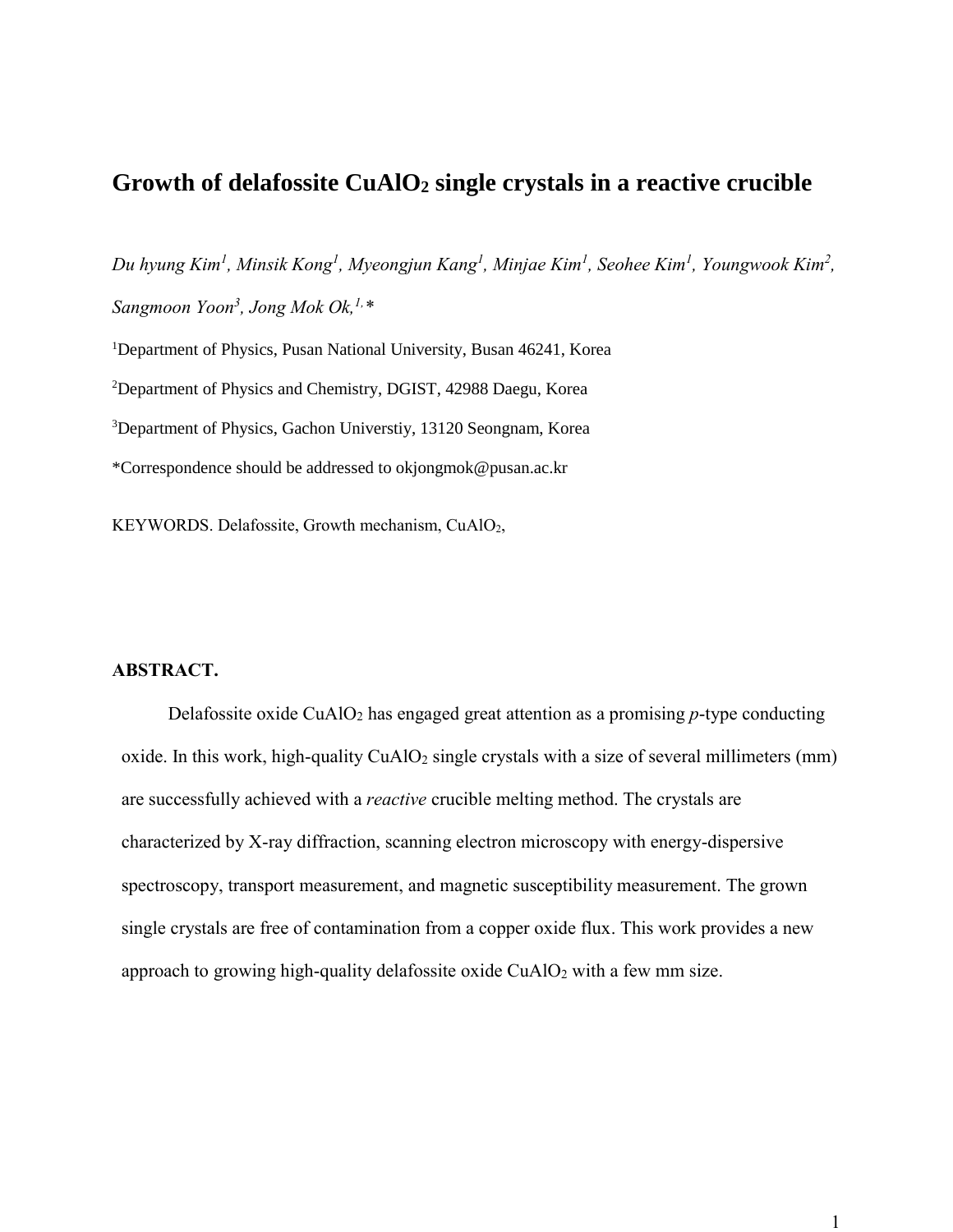# Growth of delafossite $CuAlO_2$ single crystals in a reactive crucible

*Du hyung Kim[1], Minsik Kong[1], Myeongjun Kang[1], Minjae Kim[1], Seohee Kim[1], Youngwook Kim[2], Sangmoon Yoon[3], Jong Mok Ok,[1,*]*

[1]Department of Physics, Pusan National University, Busan 46241, Korea

[2]Department of Physics and Chemistry, DGIST, 42988 Daegu, Korea

[3]Department of Physics, Gachon Universtiy, 13120 Seongnam, Korea

*Correspondence should be addressed to okjongmok@pusan.ac.kr

KEYWORDS. Delafossite, Growth mechanism, $CuAlO_2$,

## ABSTRACT.

Delafossite oxide $CuAlO_2$ has engaged great attention as a promising *p*-type conducting oxide. In this work, high-quality $CuAlO_2$ single crystals with a size of several millimeters (mm) are successfully achieved with a *reactive* crucible melting method. The crystals are characterized by X-ray diffraction, scanning electron microscopy with energy-dispersive spectroscopy, transport measurement, and magnetic susceptibility measurement. The grown single crystals are free of contamination from a copper oxide flux. This work provides a new approach to growing high-quality delafossite oxide $CuAlO_2$ with a few mm size.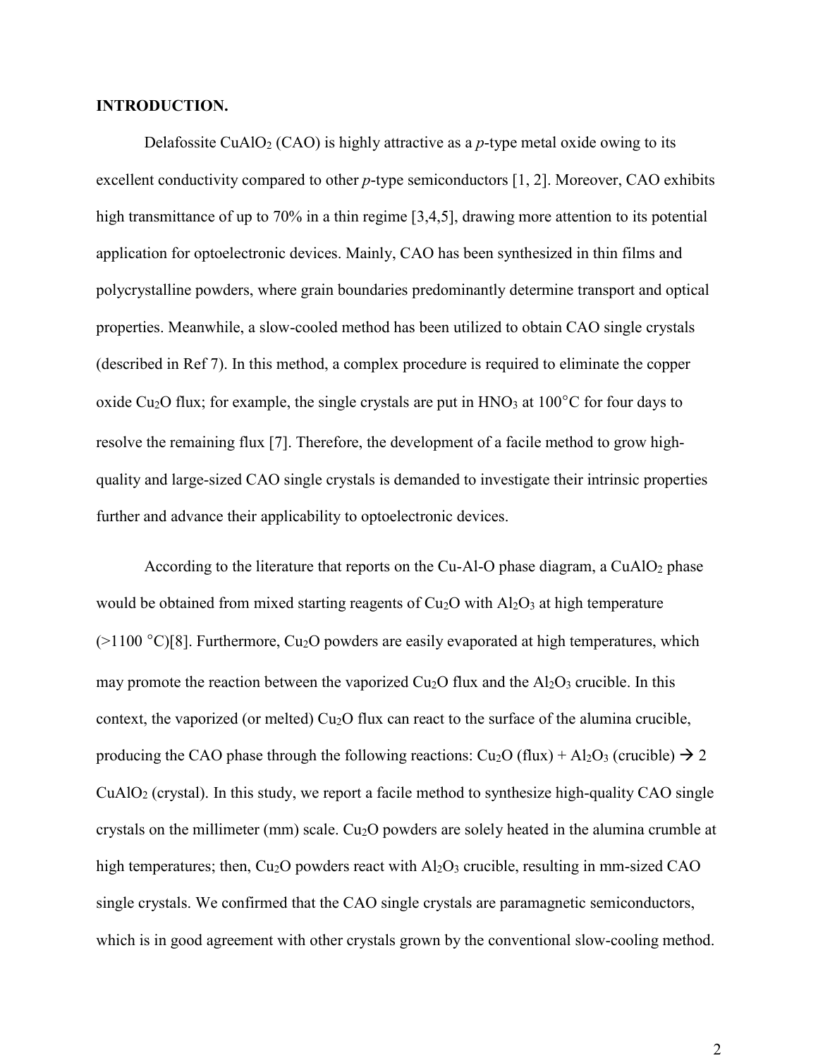**INTRODUCTION.**

Delafossite $CuAlO_2$ (CAO) is highly attractive as a *p*-type metal oxide owing to its excellent conductivity compared to other *p*-type semiconductors [1, 2]. Moreover, CAO exhibits high transmittance of up to 70% in a thin regime [3,4,5], drawing more attention to its potential application for optoelectronic devices. Mainly, CAO has been synthesized in thin films and polycrystalline powders, where grain boundaries predominantly determine transport and optical properties. Meanwhile, a slow-cooled method has been utilized to obtain CAO single crystals (described in Ref 7). In this method, a complex procedure is required to eliminate the copper oxide $Cu_2O$ flux; for example, the single crystals are put in $HNO_3$ at 100°C for four days to resolve the remaining flux [7]. Therefore, the development of a facile method to grow high-quality and large-sized CAO single crystals is demanded to investigate their intrinsic properties further and advance their applicability to optoelectronic devices.

According to the literature that reports on the Cu-Al-O phase diagram, a $CuAlO_2$ phase would be obtained from mixed starting reagents of $Cu_2O$ with $Al_2O_3$ at high temperature (>1100 °C)[8]. Furthermore, $Cu_2O$ powders are easily evaporated at high temperatures, which may promote the reaction between the vaporized $Cu_2O$ flux and the $Al_2O_3$ crucible. In this context, the vaporized (or melted) $Cu_2O$ flux can react to the surface of the alumina crucible, producing the CAO phase through the following reactions: $Cu_2O$ (flux) + $Al_2O_3$ (crucible) → 2 $CuAlO_2$ (crystal). In this study, we report a facile method to synthesize high-quality CAO single crystals on the millimeter (mm) scale. $Cu_2O$ powders are solely heated in the alumina crumble at high temperatures; then, $Cu_2O$ powders react with $Al_2O_3$ crucible, resulting in mm-sized CAO single crystals. We confirmed that the CAO single crystals are paramagnetic semiconductors, which is in good agreement with other crystals grown by the conventional slow-cooling method.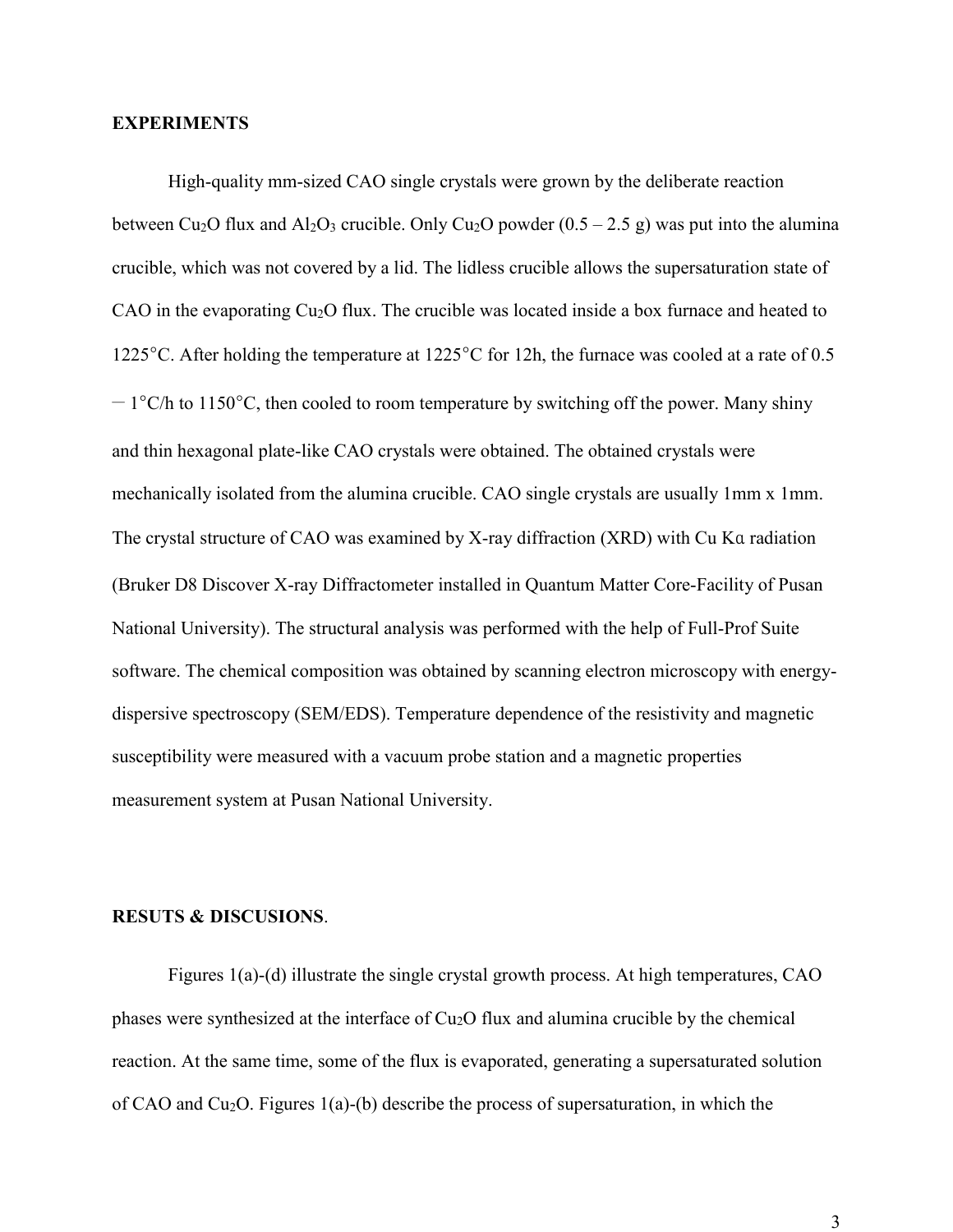## EXPERIMENTS

High-quality mm-sized CAO single crystals were grown by the deliberate reaction between $Cu_2O$ flux and $Al_2O_3$ crucible. Only $Cu_2O$ powder (0.5 – 2.5 g) was put into the alumina crucible, which was not covered by a lid. The lidless crucible allows the supersaturation state of CAO in the evaporating $Cu_2O$ flux. The crucible was located inside a box furnace and heated to 1225°C. After holding the temperature at 1225°C for 12h, the furnace was cooled at a rate of 0.5 − 1°C/h to 1150°C, then cooled to room temperature by switching off the power. Many shiny and thin hexagonal plate-like CAO crystals were obtained. The obtained crystals were mechanically isolated from the alumina crucible. CAO single crystals are usually 1mm x 1mm. The crystal structure of CAO was examined by X-ray diffraction (XRD) with Cu Kα radiation (Bruker D8 Discover X-ray Diffractometer installed in Quantum Matter Core-Facility of Pusan National University). The structural analysis was performed with the help of Full-Prof Suite software. The chemical composition was obtained by scanning electron microscopy with energy-dispersive spectroscopy (SEM/EDS). Temperature dependence of the resistivity and magnetic susceptibility were measured with a vacuum probe station and a magnetic properties measurement system at Pusan National University.

## RESUTS & DISCUSIONS.

Figures 1(a)-(d) illustrate the single crystal growth process. At high temperatures, CAO phases were synthesized at the interface of $Cu_2O$ flux and alumina crucible by the chemical reaction. At the same time, some of the flux is evaporated, generating a supersaturated solution of CAO and $Cu_2O$. Figures 1(a)-(b) describe the process of supersaturation, in which the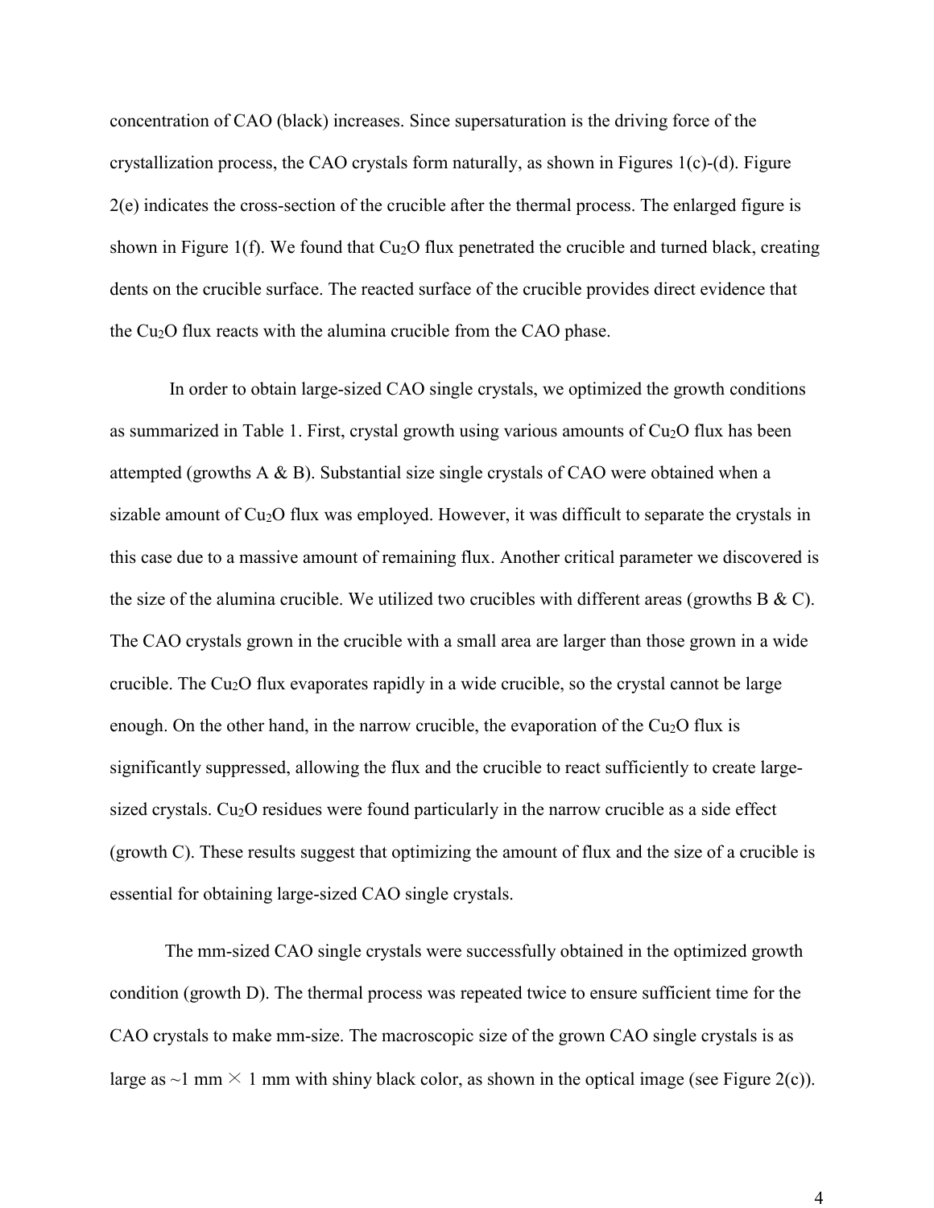concentration of CAO (black) increases. Since supersaturation is the driving force of the crystallization process, the CAO crystals form naturally, as shown in Figures 1(c)-(d). Figure 2(e) indicates the cross-section of the crucible after the thermal process. The enlarged figure is shown in Figure 1(f). We found that $Cu_2O$ flux penetrated the crucible and turned black, creating dents on the crucible surface. The reacted surface of the crucible provides direct evidence that the $Cu_2O$ flux reacts with the alumina crucible from the CAO phase.

In order to obtain large-sized CAO single crystals, we optimized the growth conditions as summarized in Table 1. First, crystal growth using various amounts of $Cu_2O$ flux has been attempted (growths A & B). Substantial size single crystals of CAO were obtained when a sizable amount of $Cu_2O$ flux was employed. However, it was difficult to separate the crystals in this case due to a massive amount of remaining flux. Another critical parameter we discovered is the size of the alumina crucible. We utilized two crucibles with different areas (growths B & C). The CAO crystals grown in the crucible with a small area are larger than those grown in a wide crucible. The $Cu_2O$ flux evaporates rapidly in a wide crucible, so the crystal cannot be large enough. On the other hand, in the narrow crucible, the evaporation of the $Cu_2O$ flux is significantly suppressed, allowing the flux and the crucible to react sufficiently to create large-sized crystals. $Cu_2O$ residues were found particularly in the narrow crucible as a side effect (growth C). These results suggest that optimizing the amount of flux and the size of a crucible is essential for obtaining large-sized CAO single crystals.

The mm-sized CAO single crystals were successfully obtained in the optimized growth condition (growth D). The thermal process was repeated twice to ensure sufficient time for the CAO crystals to make mm-size. The macroscopic size of the grown CAO single crystals is as large as ~1 mm $\times$ 1 mm with shiny black color, as shown in the optical image (see Figure 2(c)).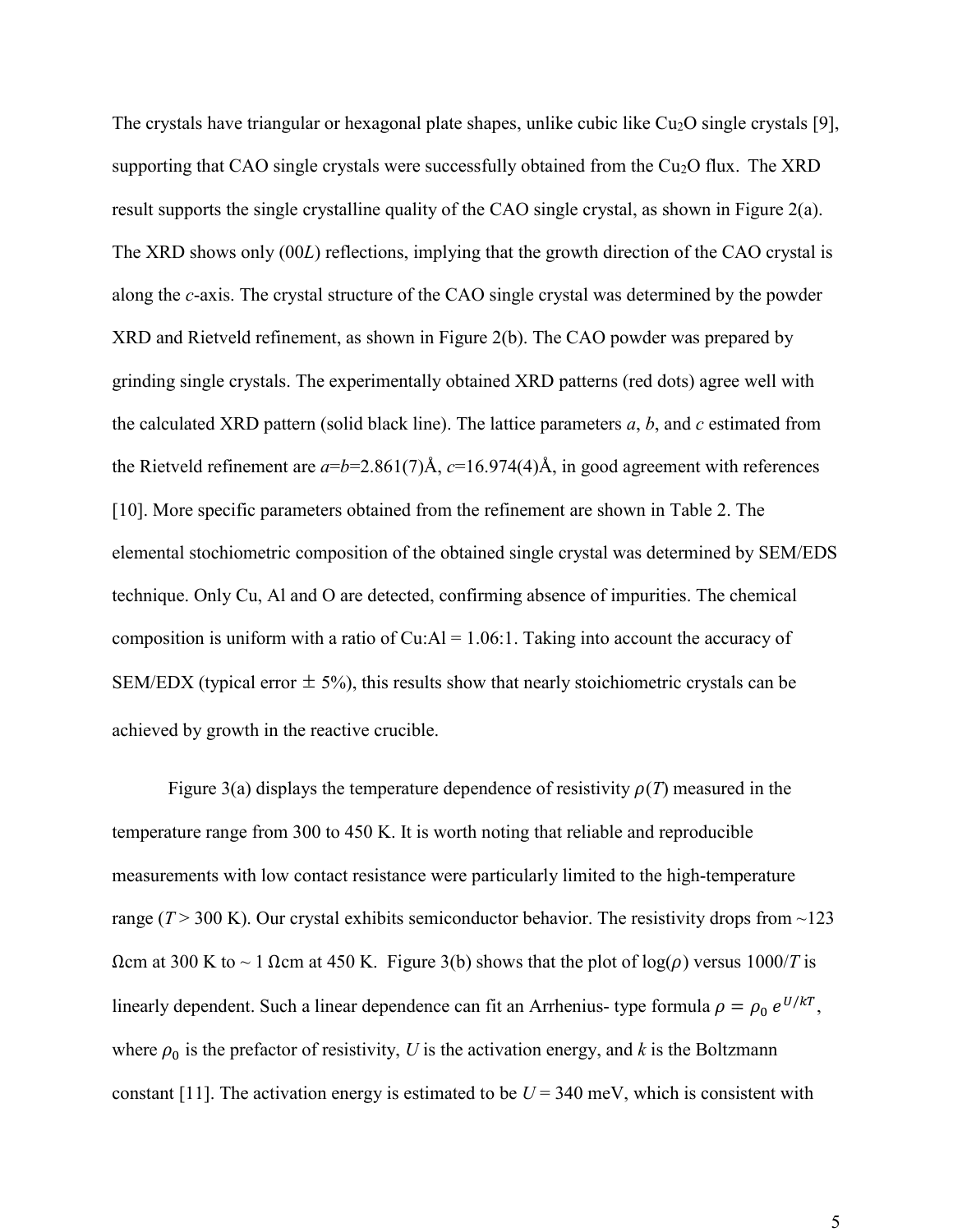The crystals have triangular or hexagonal plate shapes, unlike cubic like $Cu_2O$ single crystals [9], supporting that CAO single crystals were successfully obtained from the $Cu_2O$ flux. The XRD result supports the single crystalline quality of the CAO single crystal, as shown in Figure 2(a). The XRD shows only (00*L*) reflections, implying that the growth direction of the CAO crystal is along the *c*-axis. The crystal structure of the CAO single crystal was determined by the powder XRD and Rietveld refinement, as shown in Figure 2(b). The CAO powder was prepared by grinding single crystals. The experimentally obtained XRD patterns (red dots) agree well with the calculated XRD pattern (solid black line). The lattice parameters *a*, *b*, and *c* estimated from the Rietveld refinement are $a$=$b$=2.861(7)Å, $c$=16.974(4)Å, in good agreement with references [10]. More specific parameters obtained from the refinement are shown in Table 2. The elemental stochiometric composition of the obtained single crystal was determined by SEM/EDS technique. Only Cu, Al and O are detected, confirming absence of impurities. The chemical composition is uniform with a ratio of Cu:Al = 1.06:1. Taking into account the accuracy of SEM/EDX (typical error $\pm$ 5%), this results show that nearly stoichiometric crystals can be achieved by growth in the reactive crucible.

Figure 3(a) displays the temperature dependence of resistivity $\rho(T)$ measured in the temperature range from 300 to 450 K. It is worth noting that reliable and reproducible measurements with low contact resistance were particularly limited to the high-temperature range ($T$ > 300 K). Our crystal exhibits semiconductor behavior. The resistivity drops from ~123 Ωcm at 300 K to ~ 1 Ωcm at 450 K. Figure 3(b) shows that the plot of log($\rho$) versus 1000/$T$ is linearly dependent. Such a linear dependence can fit an Arrhenius- type formula $\rho = \rho_0 \, e^{U/kT}$, where $\rho_0$ is the prefactor of resistivity, $U$ is the activation energy, and $k$ is the Boltzmann constant [11]. The activation energy is estimated to be $U$ = 340 meV, which is consistent with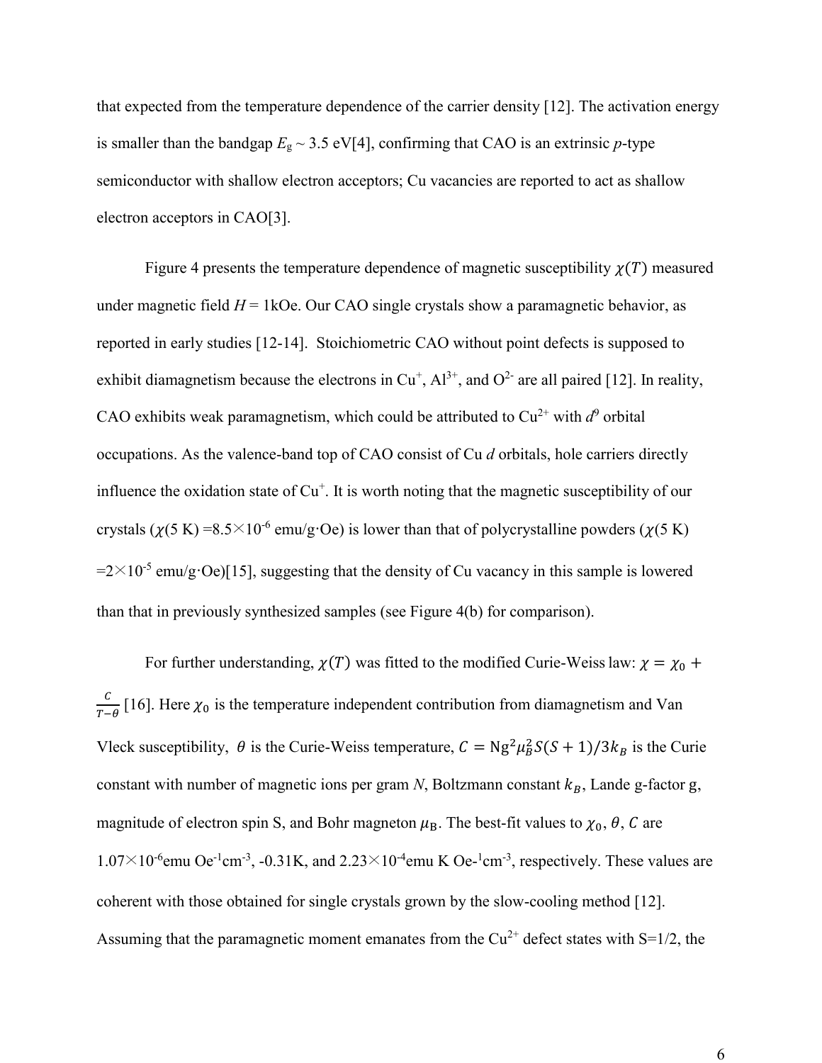that expected from the temperature dependence of the carrier density [12]. The activation energy is smaller than the bandgap $E_g \sim 3.5$ eV[4], confirming that CAO is an extrinsic *p*-type semiconductor with shallow electron acceptors; Cu vacancies are reported to act as shallow electron acceptors in CAO[3].

Figure 4 presents the temperature dependence of magnetic susceptibility $\chi(T)$ measured under magnetic field $H = 1$kOe. Our CAO single crystals show a paramagnetic behavior, as reported in early studies [12-14]. Stoichiometric CAO without point defects is supposed to exhibit diamagnetism because the electrons in $Cu^{+}$, $Al^{3+}$, and $O^{2-}$ are all paired [12]. In reality, CAO exhibits weak paramagnetism, which could be attributed to $Cu^{2+}$ with $d^9$ orbital occupations. As the valence-band top of CAO consist of Cu *d* orbitals, hole carriers directly influence the oxidation state of $Cu^{+}$. It is worth noting that the magnetic susceptibility of our crystals ($\chi$(5 K) $=8.5\times10^{-6}$ emu/g·Oe) is lower than that of polycrystalline powders ($\chi$(5 K) $=2\times10^{-5}$ emu/g·Oe)[15], suggesting that the density of Cu vacancy in this sample is lowered than that in previously synthesized samples (see Figure 4(b) for comparison).

For further understanding, $\chi(T)$ was fitted to the modified Curie-Weiss law: $\chi = \chi_0 + \frac{C}{T-\theta}$ [16]. Here $\chi_0$ is the temperature independent contribution from diamagnetism and Van Vleck susceptibility, $\theta$ is the Curie-Weiss temperature, $C = \mathrm{N}g^2\mu_B^2 S(S+1)/3k_B$ is the Curie constant with number of magnetic ions per gram *N*, Boltzmann constant $k_B$, Lande g-factor g, magnitude of electron spin S, and Bohr magneton $\mu_\mathrm{B}$. The best-fit values to $\chi_0$, $\theta$, $C$ are $1.07\times10^{-6}$emu $\mathrm{Oe^{-1}cm^{-3}}$, -0.31K, and $2.23\times10^{-4}$emu K $\mathrm{Oe^{-1}cm^{-3}}$, respectively. These values are coherent with those obtained for single crystals grown by the slow-cooling method [12]. Assuming that the paramagnetic moment emanates from the $Cu^{2+}$ defect states with S=1/2, the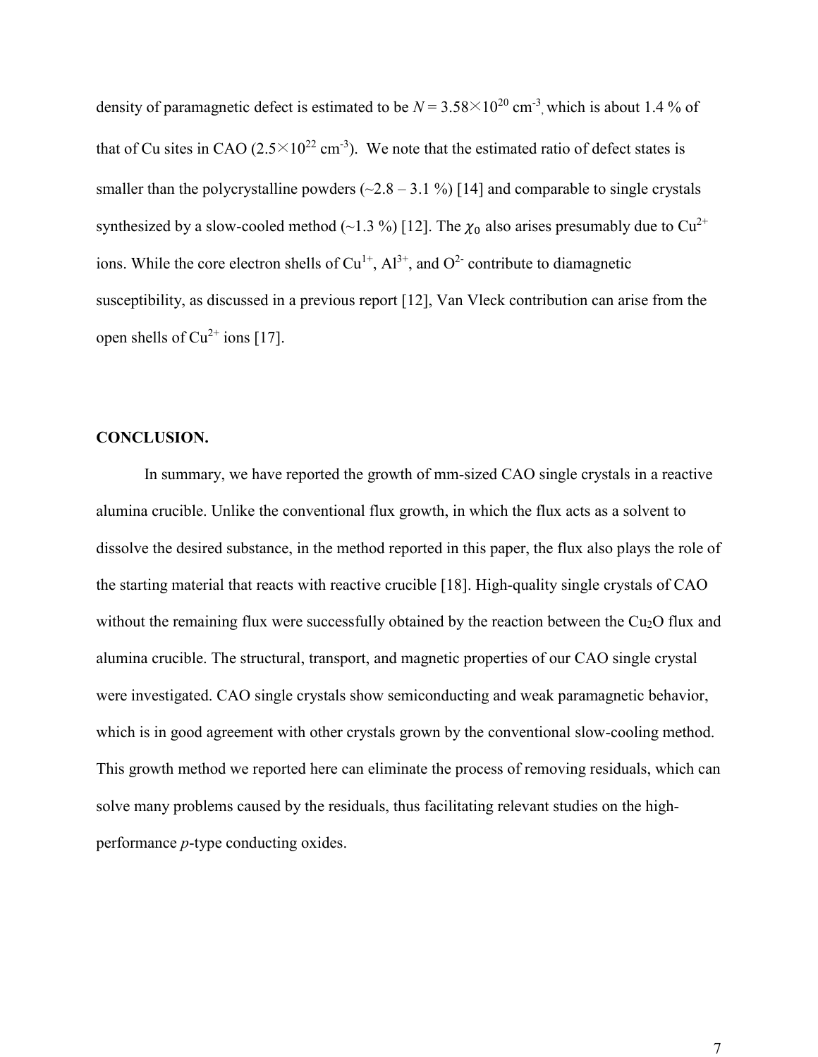density of paramagnetic defect is estimated to be $N = 3.58\times10^{20}$ cm$^{-3}$, which is about 1.4 % of that of Cu sites in CAO ($2.5\times10^{22}$ cm$^{-3}$). We note that the estimated ratio of defect states is smaller than the polycrystalline powders (~2.8 – 3.1 %) [14] and comparable to single crystals synthesized by a slow-cooled method (~1.3 %) [12]. The $\chi_0$ also arises presumably due to $Cu^{2+}$ ions. While the core electron shells of $Cu^{1+}$, $Al^{3+}$, and $O^{2-}$ contribute to diamagnetic susceptibility, as discussed in a previous report [12], Van Vleck contribution can arise from the open shells of $Cu^{2+}$ ions [17].

## CONCLUSION.

In summary, we have reported the growth of mm-sized CAO single crystals in a reactive alumina crucible. Unlike the conventional flux growth, in which the flux acts as a solvent to dissolve the desired substance, in the method reported in this paper, the flux also plays the role of the starting material that reacts with reactive crucible [18]. High-quality single crystals of CAO without the remaining flux were successfully obtained by the reaction between the $Cu_2O$ flux and alumina crucible. The structural, transport, and magnetic properties of our CAO single crystal were investigated. CAO single crystals show semiconducting and weak paramagnetic behavior, which is in good agreement with other crystals grown by the conventional slow-cooling method. This growth method we reported here can eliminate the process of removing residuals, which can solve many problems caused by the residuals, thus facilitating relevant studies on the high-performance *p*-type conducting oxides.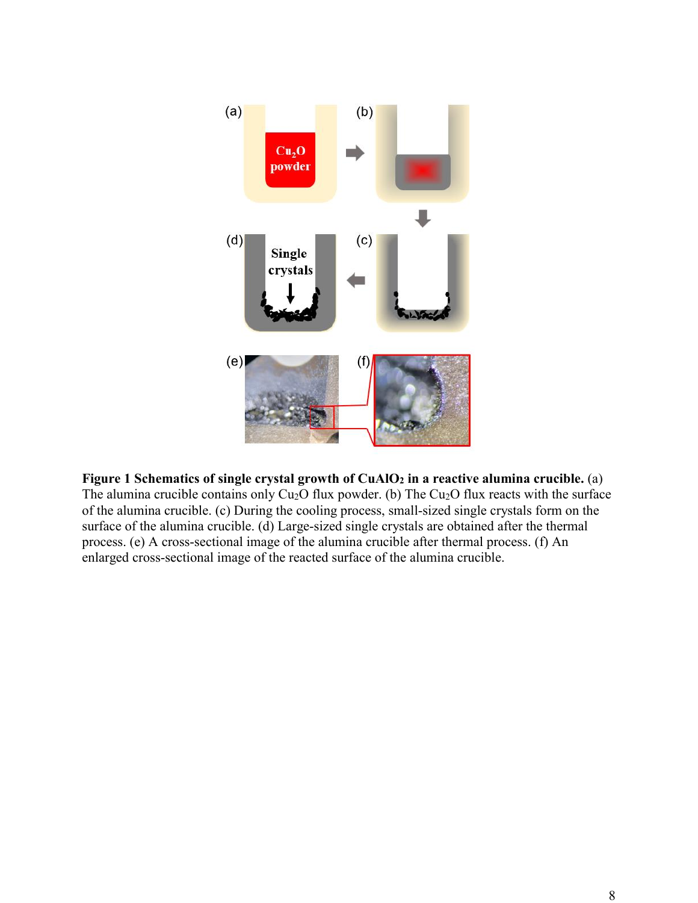**Figure 1 Schematics of single crystal growth of $CuAlO_2$ in a reactive alumina crucible.** (a) The alumina crucible contains only $Cu_2O$ flux powder. (b) The $Cu_2O$ flux reacts with the surface of the alumina crucible. (c) During the cooling process, small-sized single crystals form on the surface of the alumina crucible. (d) Large-sized single crystals are obtained after the thermal process. (e) A cross-sectional image of the alumina crucible after thermal process. (f) An enlarged cross-sectional image of the reacted surface of the alumina crucible.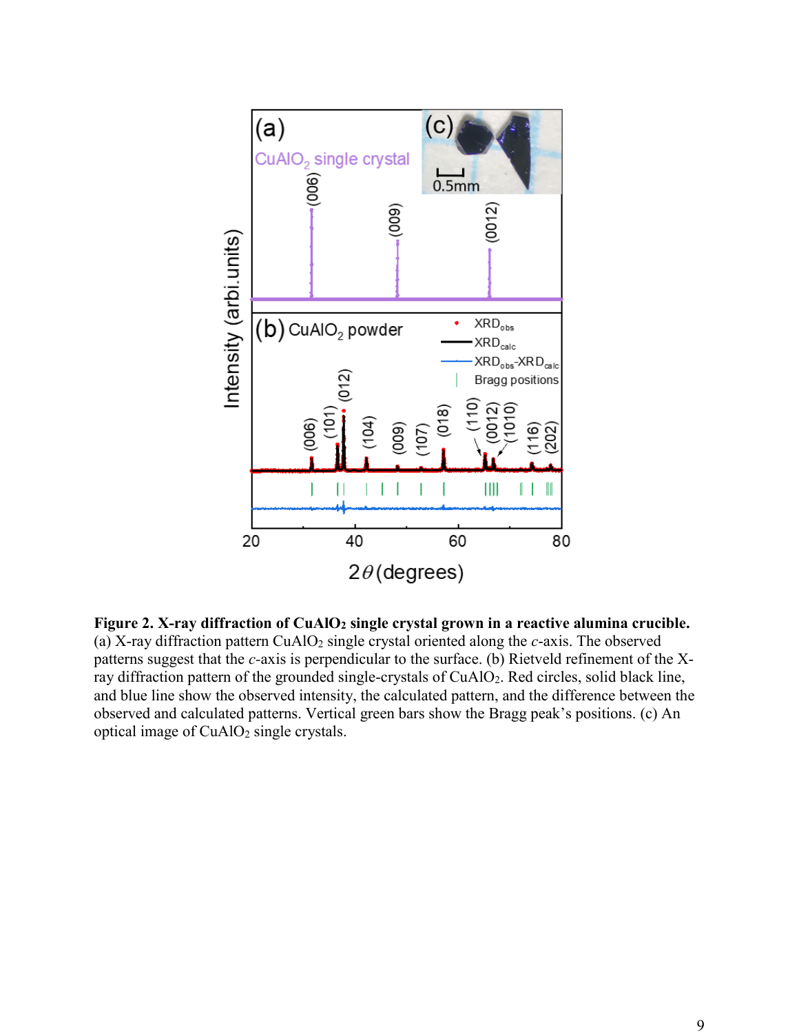**Figure 2. X-ray diffraction of $CuAlO_2$ single crystal grown in a reactive alumina crucible.** (a) X-ray diffraction pattern $CuAlO_2$ single crystal oriented along the *c*-axis. The observed patterns suggest that the *c*-axis is perpendicular to the surface. (b) Rietveld refinement of the X-ray diffraction pattern of the grounded single-crystals of $CuAlO_2$. Red circles, solid black line, and blue line show the observed intensity, the calculated pattern, and the difference between the observed and calculated patterns. Vertical green bars show the Bragg peak's positions. (c) An optical image of $CuAlO_2$ single crystals.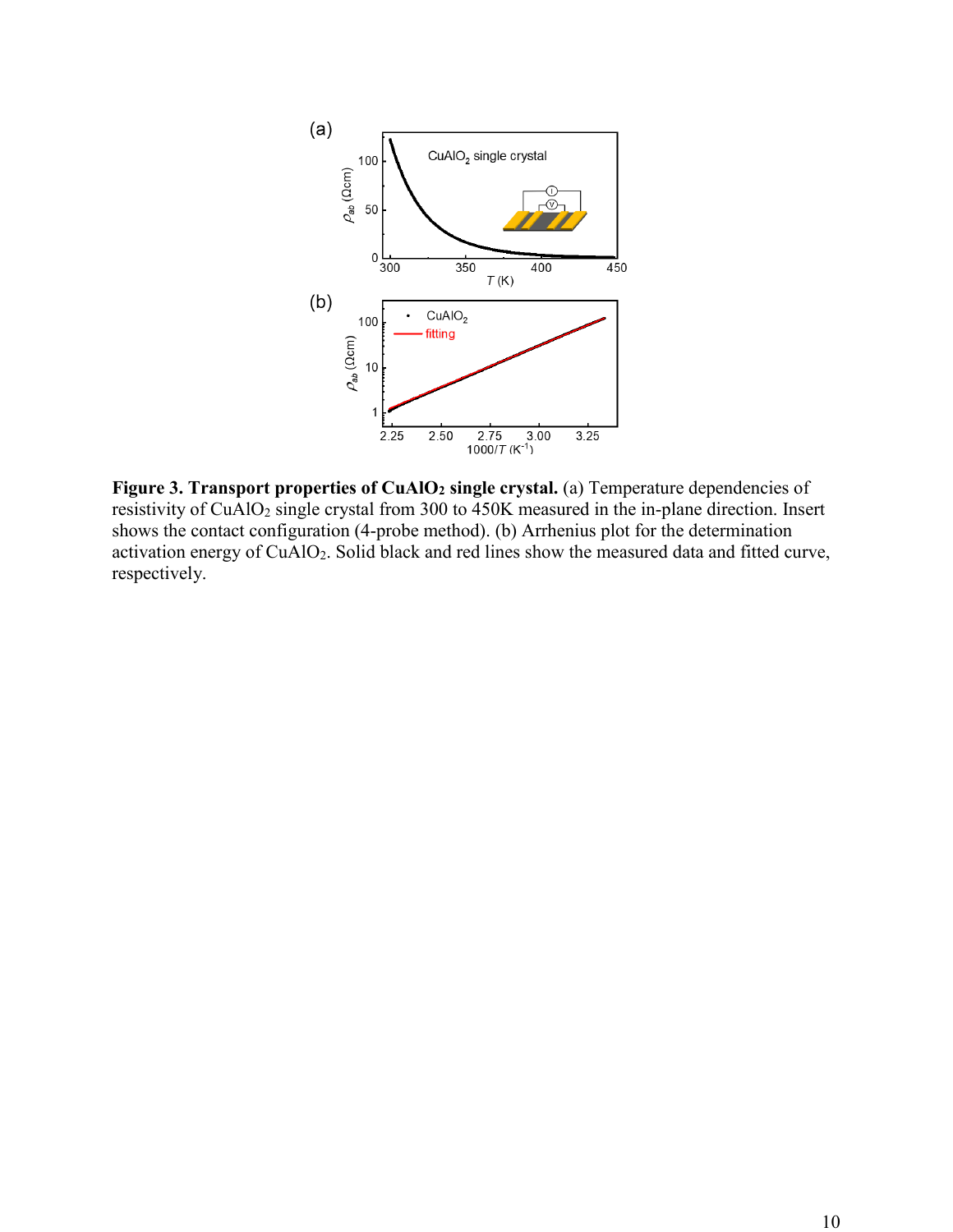**Figure 3. Transport properties of $CuAlO_2$ single crystal.** (a) Temperature dependencies of resistivity of $CuAlO_2$ single crystal from 300 to 450K measured in the in-plane direction. Insert shows the contact configuration (4-probe method). (b) Arrhenius plot for the determination activation energy of $CuAlO_2$. Solid black and red lines show the measured data and fitted curve, respectively.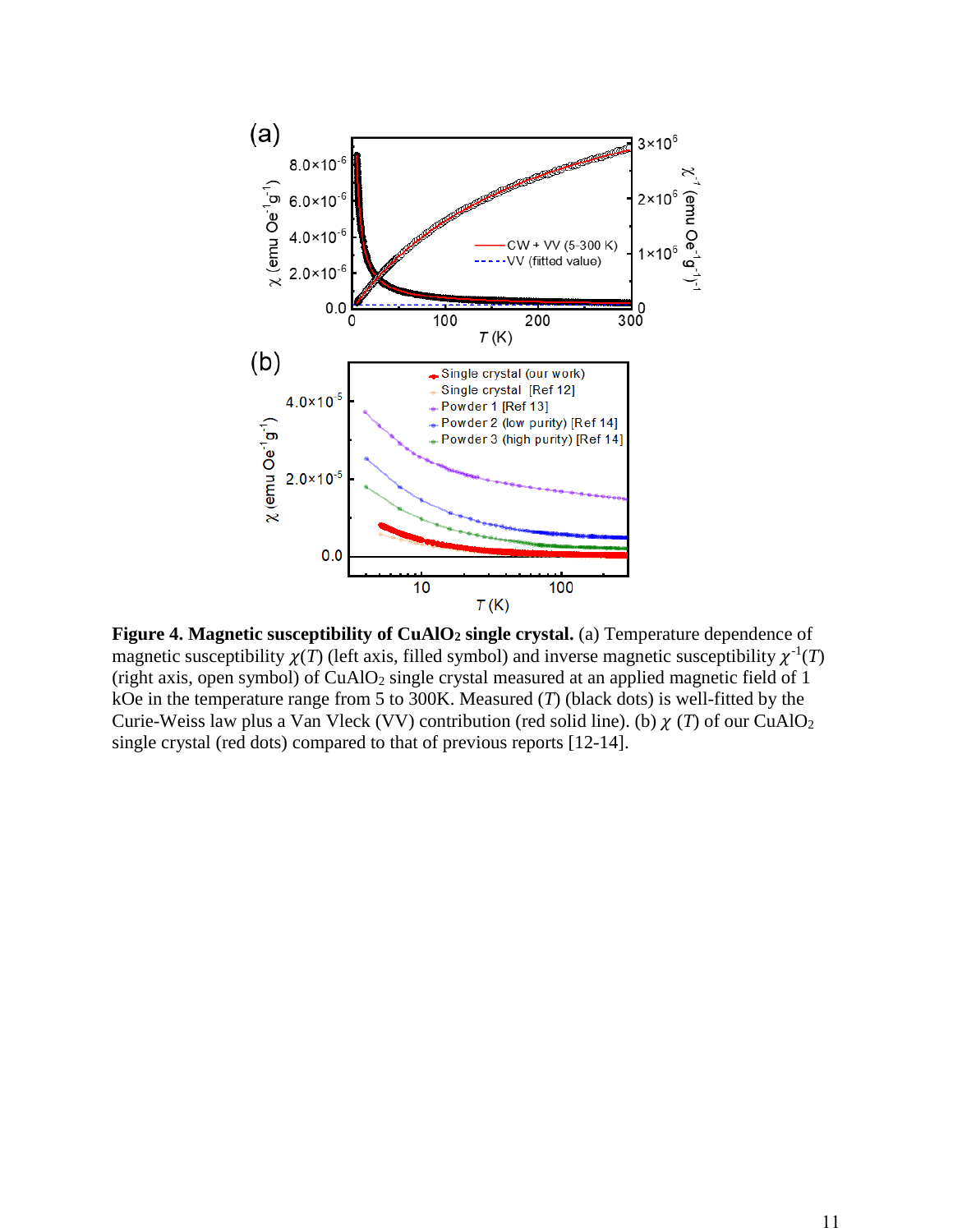**Figure 4. Magnetic susceptibility of $CuAlO_2$ single crystal.** (a) Temperature dependence of magnetic susceptibility $\chi(T)$ (left axis, filled symbol) and inverse magnetic susceptibility $\chi^{-1}(T)$ (right axis, open symbol) of $CuAlO_2$ single crystal measured at an applied magnetic field of 1 kOe in the temperature range from 5 to 300K. Measured ($T$) (black dots) is well-fitted by the Curie-Weiss law plus a Van Vleck (VV) contribution (red solid line). (b) $\chi$ ($T$) of our $CuAlO_2$ single crystal (red dots) compared to that of previous reports [12-14].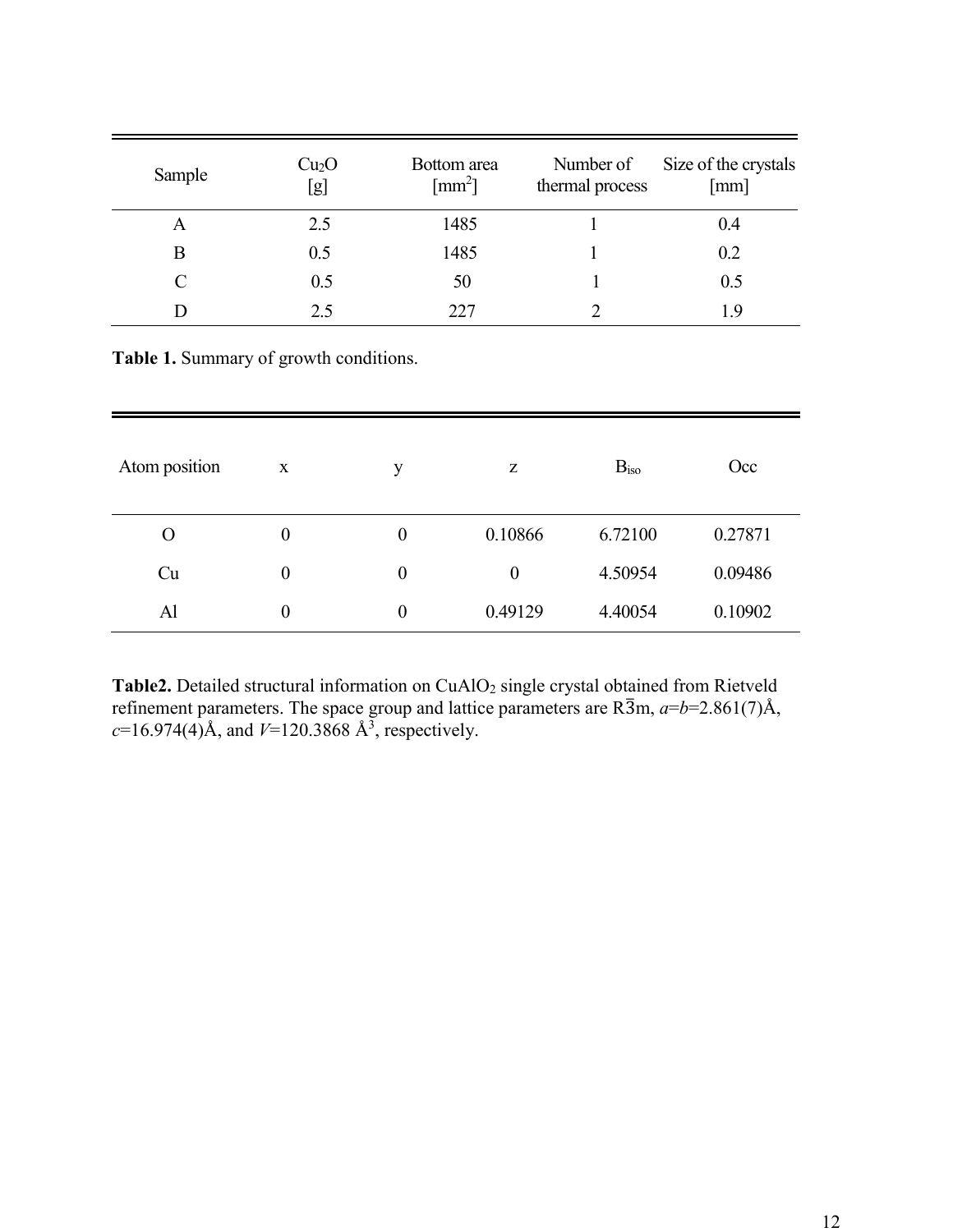| Sample | $Cu_2O$ [g] | Bottom area [$mm^2$] | Number of thermal process | Size of the crystals [mm] |
|---|---|---|---|---|
| A | 2.5 | 1485 | 1 | 0.4 |
| B | 0.5 | 1485 | 1 | 0.2 |
| C | 0.5 | 50 | 1 | 0.5 |
| D | 2.5 | 227 | 2 | 1.9 |

**Table 1.** Summary of growth conditions.

| Atom position | x | y | z | $B_{iso}$ | Occ |
|---|---|---|---|---|---|
| O | 0 | 0 | 0.10866 | 6.72100 | 0.27871 |
| Cu | 0 | 0 | 0 | 4.50954 | 0.09486 |
| Al | 0 | 0 | 0.49129 | 4.40054 | 0.10902 |

**Table2.** Detailed structural information on $CuAlO_2$ single crystal obtained from Rietveld refinement parameters. The space group and lattice parameters are $R\bar{3}m$, $a$=$b$=2.861(7)Å, $c$=16.974(4)Å, and $V$=120.3868 Å$^3$, respectively.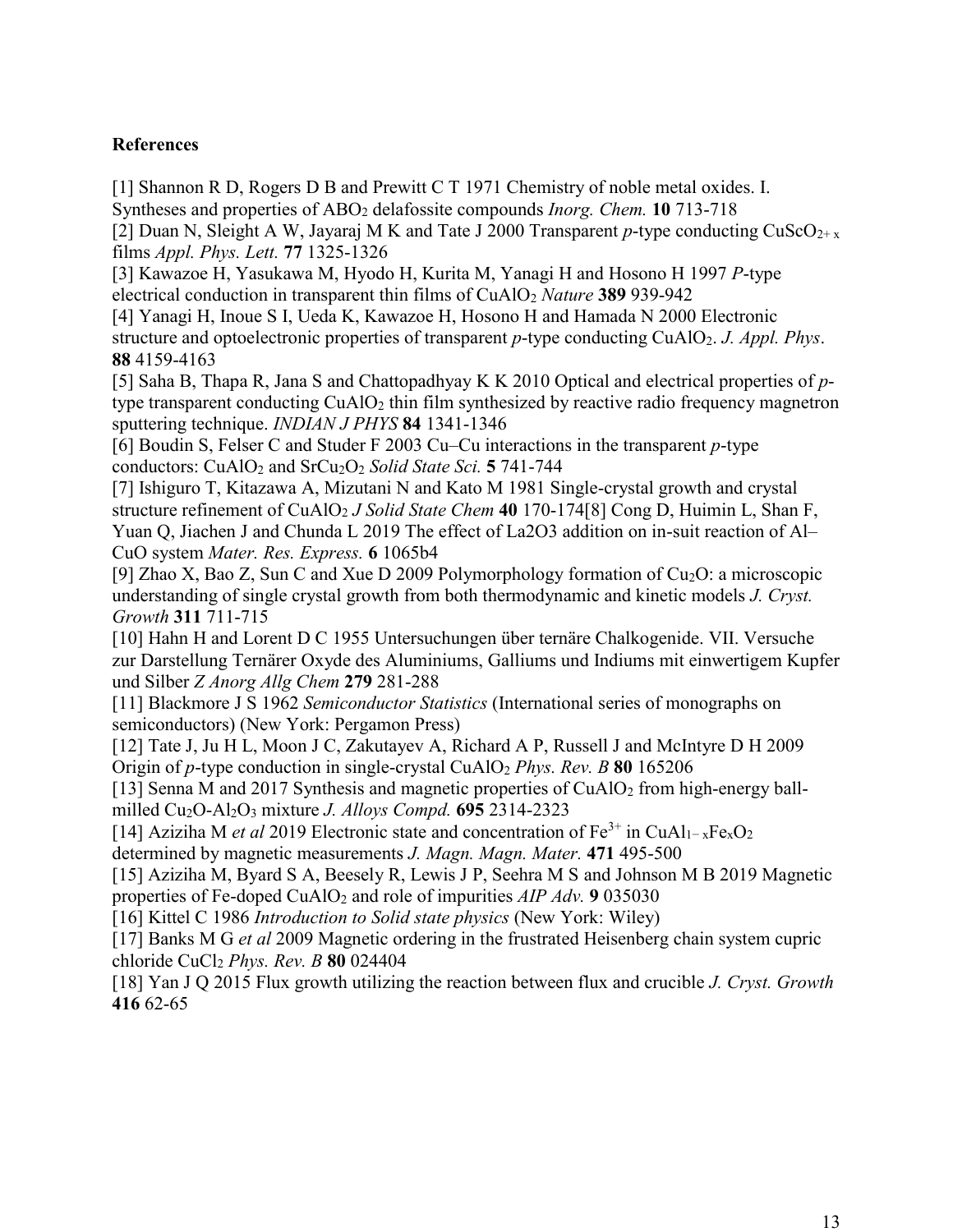## References

[1] Shannon R D, Rogers D B and Prewitt C T 1971 Chemistry of noble metal oxides. I. Syntheses and properties of $ABO_2$ delafossite compounds *Inorg. Chem.* **10** 713-718

[2] Duan N, Sleight A W, Jayaraj M K and Tate J 2000 Transparent *p*-type conducting $CuScO_{2+x}$ films *Appl. Phys. Lett.* **77** 1325-1326

[3] Kawazoe H, Yasukawa M, Hyodo H, Kurita M, Yanagi H and Hosono H 1997 *P*-type electrical conduction in transparent thin films of $CuAlO_2$ *Nature* **389** 939-942

[4] Yanagi H, Inoue S I, Ueda K, Kawazoe H, Hosono H and Hamada N 2000 Electronic structure and optoelectronic properties of transparent *p*-type conducting $CuAlO_2$. *J. Appl. Phys*. **88** 4159-4163

[5] Saha B, Thapa R, Jana S and Chattopadhyay K K 2010 Optical and electrical properties of *p*-type transparent conducting $CuAlO_2$ thin film synthesized by reactive radio frequency magnetron sputtering technique. *INDIAN J PHYS* **84** 1341-1346

[6] Boudin S, Felser C and Studer F 2003 Cu–Cu interactions in the transparent *p*-type conductors: $CuAlO_2$ and $SrCu_2O_2$ *Solid State Sci.* **5** 741-744

[7] Ishiguro T, Kitazawa A, Mizutani N and Kato M 1981 Single-crystal growth and crystal structure refinement of $CuAlO_2$ *J Solid State Chem* **40** 170-174[8] Cong D, Huimin L, Shan F, Yuan Q, Jiachen J and Chunda L 2019 The effect of La2O3 addition on in-suit reaction of Al–CuO system *Mater. Res. Express.* **6** 1065b4

[9] Zhao X, Bao Z, Sun C and Xue D 2009 Polymorphology formation of $Cu_2O$: a microscopic understanding of single crystal growth from both thermodynamic and kinetic models *J. Cryst. Growth* **311** 711-715

[10] Hahn H and Lorent D C 1955 Untersuchungen über ternäre Chalkogenide. VII. Versuche zur Darstellung Ternärer Oxyde des Aluminiums, Galliums und Indiums mit einwertigem Kupfer und Silber *Z Anorg Allg Chem* **279** 281-288

[11] Blackmore J S 1962 *Semiconductor Statistics* (International series of monographs on semiconductors) (New York: Pergamon Press)

[12] Tate J, Ju H L, Moon J C, Zakutayev A, Richard A P, Russell J and McIntyre D H 2009 Origin of *p*-type conduction in single-crystal $CuAlO_2$ *Phys. Rev. B* **80** 165206

[13] Senna M and 2017 Synthesis and magnetic properties of $CuAlO_2$ from high-energy ball-milled $Cu_2O$-$Al_2O_3$ mixture *J. Alloys Compd.* **695** 2314-2323

[14] Aziziha M *et al* 2019 Electronic state and concentration of $Fe^{3+}$ in $CuAl_{1-x}Fe_xO_2$ determined by magnetic measurements *J. Magn. Magn. Mater.* **471** 495-500

[15] Aziziha M, Byard S A, Beesely R, Lewis J P, Seehra M S and Johnson M B 2019 Magnetic properties of Fe-doped $CuAlO_2$ and role of impurities *AIP Adv.* **9** 035030

[16] Kittel C 1986 *Introduction to Solid state physics* (New York: Wiley)

[17] Banks M G *et al* 2009 Magnetic ordering in the frustrated Heisenberg chain system cupric chloride $CuCl_2$ *Phys. Rev. B* **80** 024404

[18] Yan J Q 2015 Flux growth utilizing the reaction between flux and crucible *J. Cryst. Growth* **416** 62-65